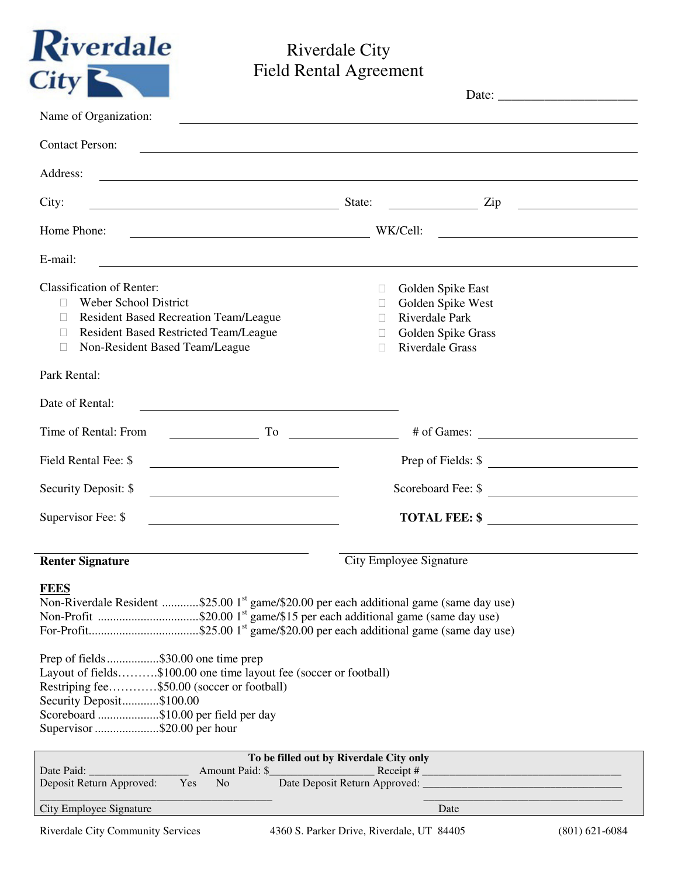# Riverdale City Field Rental Agreement

Date: ____________________

Name of Organization: ____________________

Contact Person: ____________________

Address: ____________________

City: ____________________ State: __________ Zip __________

Home Phone: ____________________ WK/Cell: ____________________

E-mail: ____________________

Classification of Renter:

- ☐ Weber School District
- ☐ Resident Based Recreation Team/League
- ☐ Resident Based Restricted Team/League
- ☐ Non-Resident Based Team/League

- ☐ Golden Spike East
- ☐ Golden Spike West
- ☐ Riverdale Park
- ☐ Golden Spike Grass
- ☐ Riverdale Grass

Park Rental:

Date of Rental: ____________________

Time of Rental: From __________ To __________ # of Games: __________

Field Rental Fee: $ __________ Prep of Fields: $ __________

Security Deposit: $ __________ Scoreboard Fee: $ __________

Supervisor Fee: $ __________ **TOTAL FEE: $** __________

**Renter Signature** ____________________ City Employee Signature ____________________

**FEES**

Non-Riverdale Resident ............$25.00 1st game/$20.00 per each additional game (same day use)
Non-Profit ................................$20.00 1st game/$15 per each additional game (same day use)
For-Profit...................................$25.00 1st game/$20.00 per each additional game (same day use)

Prep of fields.................$30.00 one time prep
Layout of fields……….$100.00 one time layout fee (soccer or football)
Restriping fee…………$50.00 (soccer or football)
Security Deposit............$100.00
Scoreboard ....................$10.00 per field per day
Supervisor .....................$20.00 per hour

**To be filled out by Riverdale City only**

Date Paid: ____________ Amount Paid: $____________ Receipt # ____________
Deposit Return Approved: Yes No Date Deposit Return Approved: ____________

____________________ ____________________
City Employee Signature Date

Riverdale City Community Services 4360 S. Parker Drive, Riverdale, UT 84405 (801) 621-6084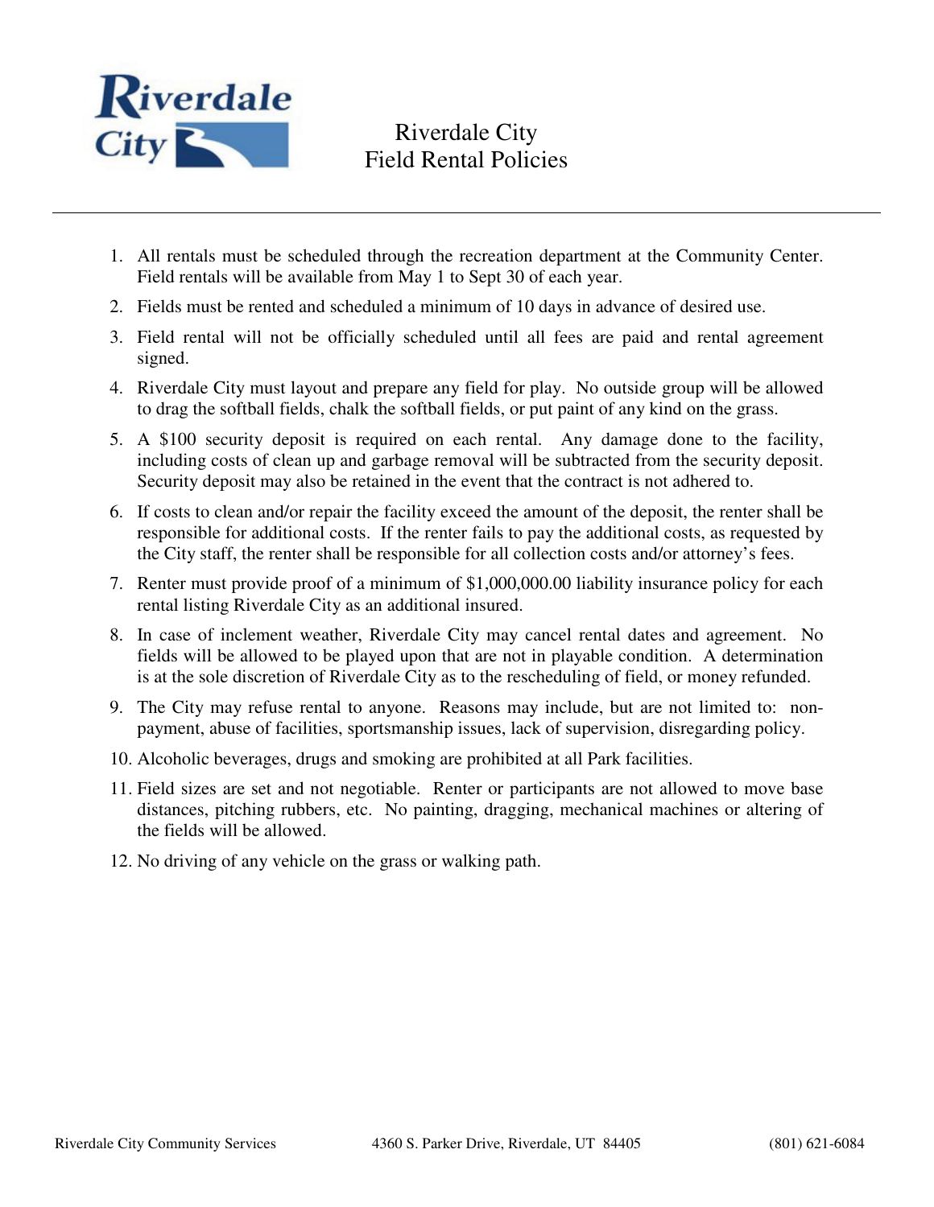# Riverdale City Field Rental Policies

1. All rentals must be scheduled through the recreation department at the Community Center. Field rentals will be available from May 1 to Sept 30 of each year.
2. Fields must be rented and scheduled a minimum of 10 days in advance of desired use.
3. Field rental will not be officially scheduled until all fees are paid and rental agreement signed.
4. Riverdale City must layout and prepare any field for play. No outside group will be allowed to drag the softball fields, chalk the softball fields, or put paint of any kind on the grass.
5. A $100 security deposit is required on each rental. Any damage done to the facility, including costs of clean up and garbage removal will be subtracted from the security deposit. Security deposit may also be retained in the event that the contract is not adhered to.
6. If costs to clean and/or repair the facility exceed the amount of the deposit, the renter shall be responsible for additional costs. If the renter fails to pay the additional costs, as requested by the City staff, the renter shall be responsible for all collection costs and/or attorney's fees.
7. Renter must provide proof of a minimum of $1,000,000.00 liability insurance policy for each rental listing Riverdale City as an additional insured.
8. In case of inclement weather, Riverdale City may cancel rental dates and agreement. No fields will be allowed to be played upon that are not in playable condition. A determination is at the sole discretion of Riverdale City as to the rescheduling of field, or money refunded.
9. The City may refuse rental to anyone. Reasons may include, but are not limited to: non-payment, abuse of facilities, sportsmanship issues, lack of supervision, disregarding policy.
10. Alcoholic beverages, drugs and smoking are prohibited at all Park facilities.
11. Field sizes are set and not negotiable. Renter or participants are not allowed to move base distances, pitching rubbers, etc. No painting, dragging, mechanical machines or altering of the fields will be allowed.
12. No driving of any vehicle on the grass or walking path.

Riverdale City Community Services 4360 S. Parker Drive, Riverdale, UT 84405 (801) 621-6084